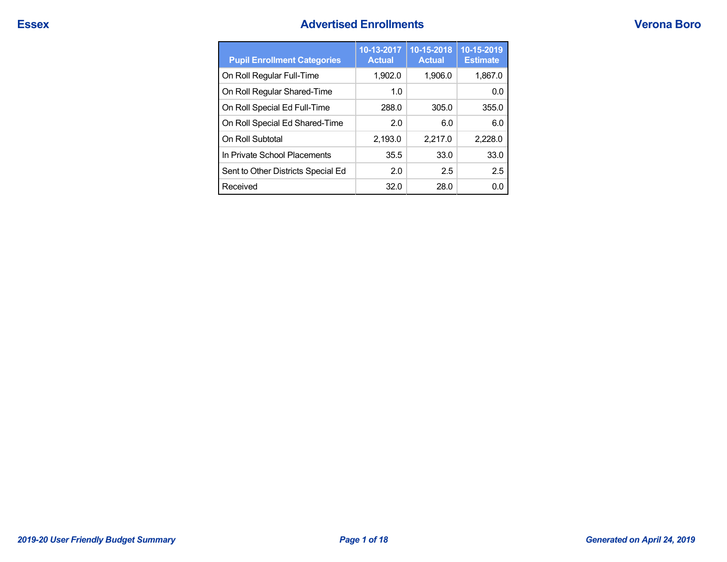Essex

# Advertised Enrollments

Verona Boro

| Pupil Enrollment Categories | 10-13-2017 Actual | 10-15-2018 Actual | 10-15-2019 Estimate |
|---|---|---|---|
| On Roll Regular Full-Time | 1,902.0 | 1,906.0 | 1,867.0 |
| On Roll Regular Shared-Time | 1.0 | | 0.0 |
| On Roll Special Ed Full-Time | 288.0 | 305.0 | 355.0 |
| On Roll Special Ed Shared-Time | 2.0 | 6.0 | 6.0 |
| On Roll Subtotal | 2,193.0 | 2,217.0 | 2,228.0 |
| In Private School Placements | 35.5 | 33.0 | 33.0 |
| Sent to Other Districts Special Ed | 2.0 | 2.5 | 2.5 |
| Received | 32.0 | 28.0 | 0.0 |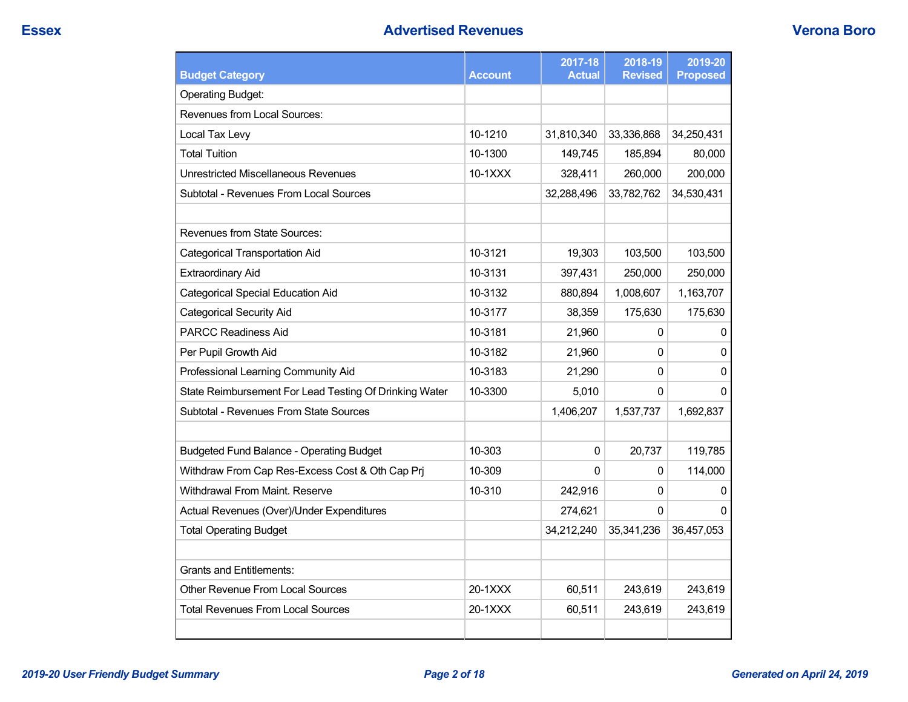# Advertised Revenues

| Budget Category | Account | 2017-18 Actual | 2018-19 Revised | 2019-20 Proposed |
|---|---|---|---|---|
| Operating Budget: | | | | |
| Revenues from Local Sources: | | | | |
| Local Tax Levy | 10-1210 | 31,810,340 | 33,336,868 | 34,250,431 |
| Total Tuition | 10-1300 | 149,745 | 185,894 | 80,000 |
| Unrestricted Miscellaneous Revenues | 10-1XXX | 328,411 | 260,000 | 200,000 |
| Subtotal - Revenues From Local Sources | | 32,288,496 | 33,782,762 | 34,530,431 |
| | | | | |
| Revenues from State Sources: | | | | |
| Categorical Transportation Aid | 10-3121 | 19,303 | 103,500 | 103,500 |
| Extraordinary Aid | 10-3131 | 397,431 | 250,000 | 250,000 |
| Categorical Special Education Aid | 10-3132 | 880,894 | 1,008,607 | 1,163,707 |
| Categorical Security Aid | 10-3177 | 38,359 | 175,630 | 175,630 |
| PARCC Readiness Aid | 10-3181 | 21,960 | 0 | 0 |
| Per Pupil Growth Aid | 10-3182 | 21,960 | 0 | 0 |
| Professional Learning Community Aid | 10-3183 | 21,290 | 0 | 0 |
| State Reimbursement For Lead Testing Of Drinking Water | 10-3300 | 5,010 | 0 | 0 |
| Subtotal - Revenues From State Sources | | 1,406,207 | 1,537,737 | 1,692,837 |
| | | | | |
| Budgeted Fund Balance - Operating Budget | 10-303 | 0 | 20,737 | 119,785 |
| Withdraw From Cap Res-Excess Cost & Oth Cap Prj | 10-309 | 0 | 0 | 114,000 |
| Withdrawal From Maint. Reserve | 10-310 | 242,916 | 0 | 0 |
| Actual Revenues (Over)/Under Expenditures | | 274,621 | 0 | 0 |
| Total Operating Budget | | 34,212,240 | 35,341,236 | 36,457,053 |
| | | | | |
| Grants and Entitlements: | | | | |
| Other Revenue From Local Sources | 20-1XXX | 60,511 | 243,619 | 243,619 |
| Total Revenues From Local Sources | 20-1XXX | 60,511 | 243,619 | 243,619 |
| | | | | |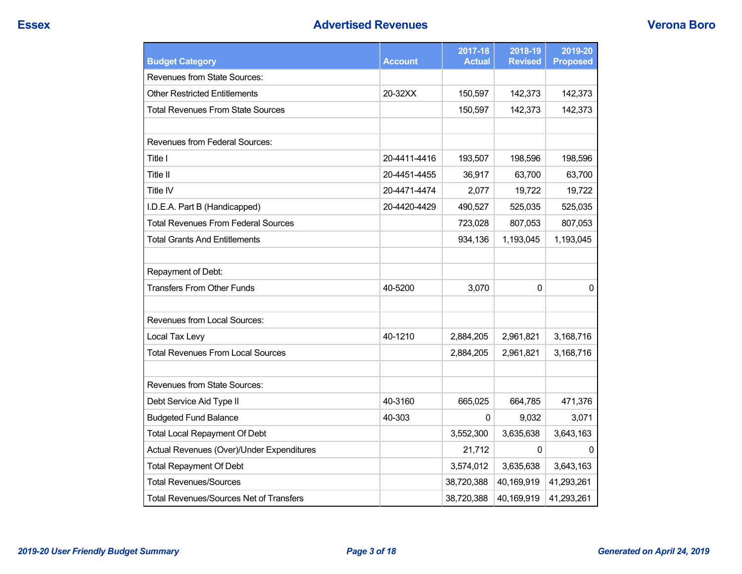# Advertised Revenues

| Budget Category | Account | 2017-18 Actual | 2018-19 Revised | 2019-20 Proposed |
|---|---|---|---|---|
| Revenues from State Sources: | | | | |
| Other Restricted Entitlements | 20-32XX | 150,597 | 142,373 | 142,373 |
| Total Revenues From State Sources | | 150,597 | 142,373 | 142,373 |
| | | | | |
| Revenues from Federal Sources: | | | | |
| Title I | 20-4411-4416 | 193,507 | 198,596 | 198,596 |
| Title II | 20-4451-4455 | 36,917 | 63,700 | 63,700 |
| Title IV | 20-4471-4474 | 2,077 | 19,722 | 19,722 |
| I.D.E.A. Part B (Handicapped) | 20-4420-4429 | 490,527 | 525,035 | 525,035 |
| Total Revenues From Federal Sources | | 723,028 | 807,053 | 807,053 |
| Total Grants And Entitlements | | 934,136 | 1,193,045 | 1,193,045 |
| | | | | |
| Repayment of Debt: | | | | |
| Transfers From Other Funds | 40-5200 | 3,070 | 0 | 0 |
| | | | | |
| Revenues from Local Sources: | | | | |
| Local Tax Levy | 40-1210 | 2,884,205 | 2,961,821 | 3,168,716 |
| Total Revenues From Local Sources | | 2,884,205 | 2,961,821 | 3,168,716 |
| | | | | |
| Revenues from State Sources: | | | | |
| Debt Service Aid Type II | 40-3160 | 665,025 | 664,785 | 471,376 |
| Budgeted Fund Balance | 40-303 | 0 | 9,032 | 3,071 |
| Total Local Repayment Of Debt | | 3,552,300 | 3,635,638 | 3,643,163 |
| Actual Revenues (Over)/Under Expenditures | | 21,712 | 0 | 0 |
| Total Repayment Of Debt | | 3,574,012 | 3,635,638 | 3,643,163 |
| Total Revenues/Sources | | 38,720,388 | 40,169,919 | 41,293,261 |
| Total Revenues/Sources Net of Transfers | | 38,720,388 | 40,169,919 | 41,293,261 |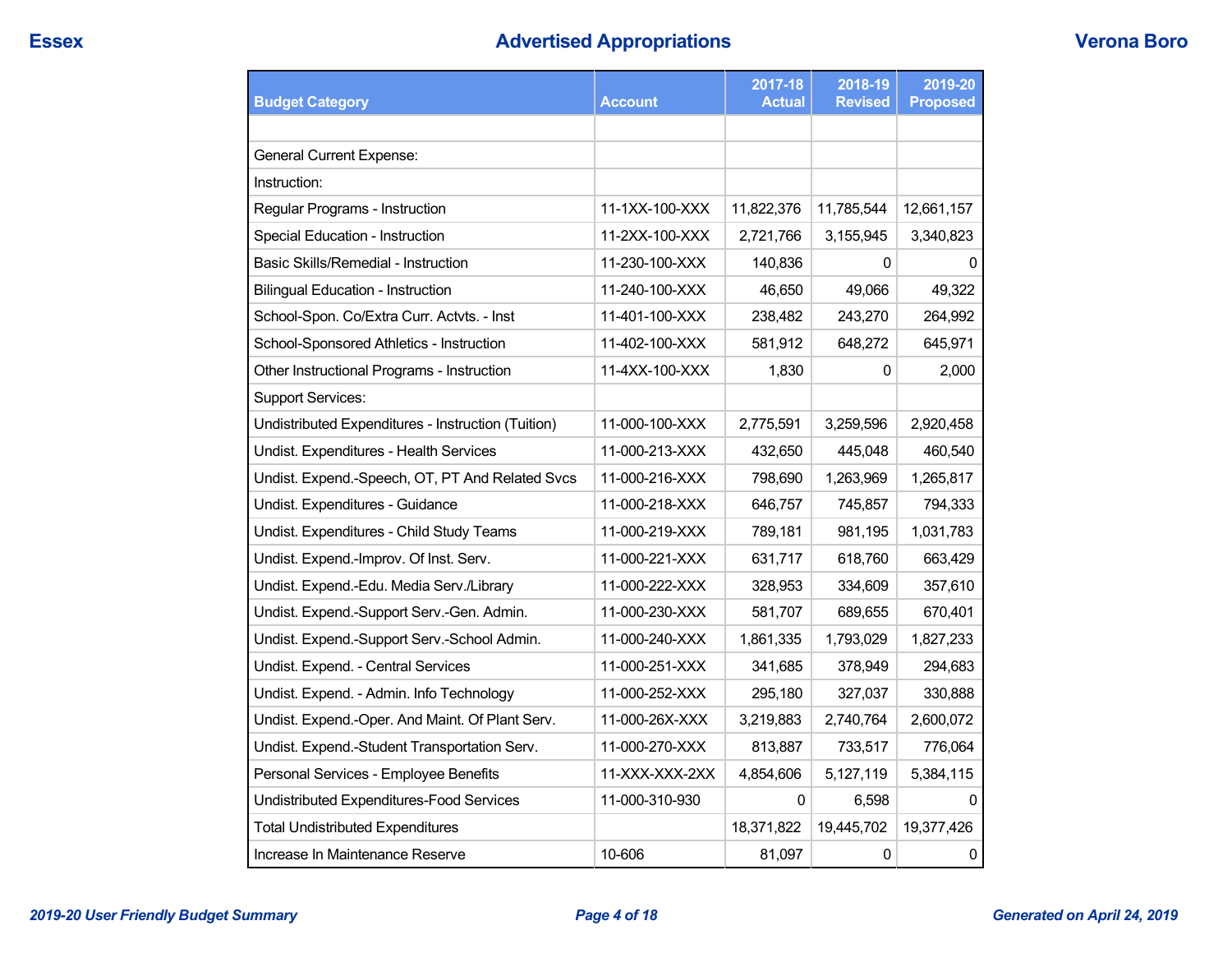# Advertised Appropriations

| Budget Category | Account | 2017-18 Actual | 2018-19 Revised | 2019-20 Proposed |
|---|---|---|---|---|
| | | | | |
| General Current Expense: | | | | |
| Instruction: | | | | |
| Regular Programs - Instruction | 11-1XX-100-XXX | 11,822,376 | 11,785,544 | 12,661,157 |
| Special Education - Instruction | 11-2XX-100-XXX | 2,721,766 | 3,155,945 | 3,340,823 |
| Basic Skills/Remedial - Instruction | 11-230-100-XXX | 140,836 | 0 | 0 |
| Bilingual Education - Instruction | 11-240-100-XXX | 46,650 | 49,066 | 49,322 |
| School-Spon. Co/Extra Curr. Actvts. - Inst | 11-401-100-XXX | 238,482 | 243,270 | 264,992 |
| School-Sponsored Athletics - Instruction | 11-402-100-XXX | 581,912 | 648,272 | 645,971 |
| Other Instructional Programs - Instruction | 11-4XX-100-XXX | 1,830 | 0 | 2,000 |
| Support Services: | | | | |
| Undistributed Expenditures - Instruction (Tuition) | 11-000-100-XXX | 2,775,591 | 3,259,596 | 2,920,458 |
| Undist. Expenditures - Health Services | 11-000-213-XXX | 432,650 | 445,048 | 460,540 |
| Undist. Expend.-Speech, OT, PT And Related Svcs | 11-000-216-XXX | 798,690 | 1,263,969 | 1,265,817 |
| Undist. Expenditures - Guidance | 11-000-218-XXX | 646,757 | 745,857 | 794,333 |
| Undist. Expenditures - Child Study Teams | 11-000-219-XXX | 789,181 | 981,195 | 1,031,783 |
| Undist. Expend.-Improv. Of Inst. Serv. | 11-000-221-XXX | 631,717 | 618,760 | 663,429 |
| Undist. Expend.-Edu. Media Serv./Library | 11-000-222-XXX | 328,953 | 334,609 | 357,610 |
| Undist. Expend.-Support Serv.-Gen. Admin. | 11-000-230-XXX | 581,707 | 689,655 | 670,401 |
| Undist. Expend.-Support Serv.-School Admin. | 11-000-240-XXX | 1,861,335 | 1,793,029 | 1,827,233 |
| Undist. Expend. - Central Services | 11-000-251-XXX | 341,685 | 378,949 | 294,683 |
| Undist. Expend. - Admin. Info Technology | 11-000-252-XXX | 295,180 | 327,037 | 330,888 |
| Undist. Expend.-Oper. And Maint. Of Plant Serv. | 11-000-26X-XXX | 3,219,883 | 2,740,764 | 2,600,072 |
| Undist. Expend.-Student Transportation Serv. | 11-000-270-XXX | 813,887 | 733,517 | 776,064 |
| Personal Services - Employee Benefits | 11-XXX-XXX-2XX | 4,854,606 | 5,127,119 | 5,384,115 |
| Undistributed Expenditures-Food Services | 11-000-310-930 | 0 | 6,598 | 0 |
| Total Undistributed Expenditures | | 18,371,822 | 19,445,702 | 19,377,426 |
| Increase In Maintenance Reserve | 10-606 | 81,097 | 0 | 0 |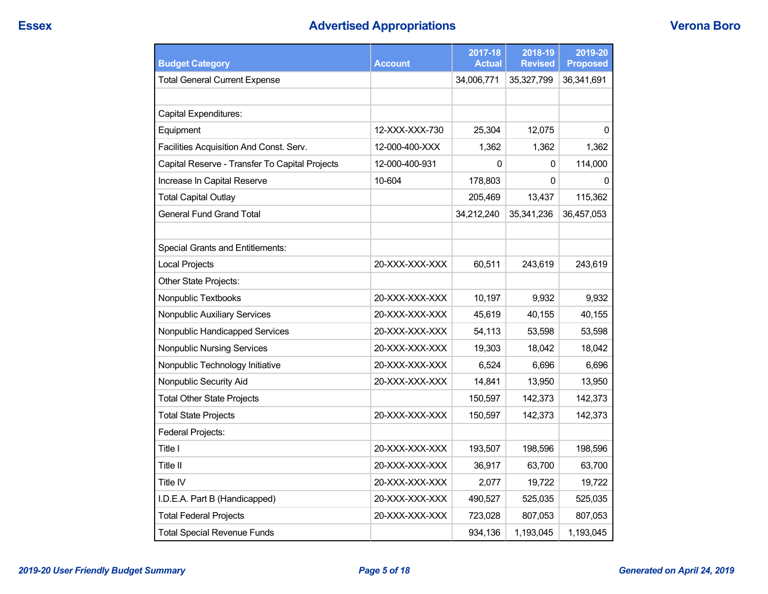# Advertised Appropriations

| Budget Category | Account | 2017-18 Actual | 2018-19 Revised | 2019-20 Proposed |
|---|---|---|---|---|
| Total General Current Expense | | 34,006,771 | 35,327,799 | 36,341,691 |
| | | | | |
| Capital Expenditures: | | | | |
| Equipment | 12-XXX-XXX-730 | 25,304 | 12,075 | 0 |
| Facilities Acquisition And Const. Serv. | 12-000-400-XXX | 1,362 | 1,362 | 1,362 |
| Capital Reserve - Transfer To Capital Projects | 12-000-400-931 | 0 | 0 | 114,000 |
| Increase In Capital Reserve | 10-604 | 178,803 | 0 | 0 |
| Total Capital Outlay | | 205,469 | 13,437 | 115,362 |
| General Fund Grand Total | | 34,212,240 | 35,341,236 | 36,457,053 |
| | | | | |
| Special Grants and Entitlements: | | | | |
| Local Projects | 20-XXX-XXX-XXX | 60,511 | 243,619 | 243,619 |
| Other State Projects: | | | | |
| Nonpublic Textbooks | 20-XXX-XXX-XXX | 10,197 | 9,932 | 9,932 |
| Nonpublic Auxiliary Services | 20-XXX-XXX-XXX | 45,619 | 40,155 | 40,155 |
| Nonpublic Handicapped Services | 20-XXX-XXX-XXX | 54,113 | 53,598 | 53,598 |
| Nonpublic Nursing Services | 20-XXX-XXX-XXX | 19,303 | 18,042 | 18,042 |
| Nonpublic Technology Initiative | 20-XXX-XXX-XXX | 6,524 | 6,696 | 6,696 |
| Nonpublic Security Aid | 20-XXX-XXX-XXX | 14,841 | 13,950 | 13,950 |
| Total Other State Projects | | 150,597 | 142,373 | 142,373 |
| Total State Projects | 20-XXX-XXX-XXX | 150,597 | 142,373 | 142,373 |
| Federal Projects: | | | | |
| Title I | 20-XXX-XXX-XXX | 193,507 | 198,596 | 198,596 |
| Title II | 20-XXX-XXX-XXX | 36,917 | 63,700 | 63,700 |
| Title IV | 20-XXX-XXX-XXX | 2,077 | 19,722 | 19,722 |
| I.D.E.A. Part B (Handicapped) | 20-XXX-XXX-XXX | 490,527 | 525,035 | 525,035 |
| Total Federal Projects | 20-XXX-XXX-XXX | 723,028 | 807,053 | 807,053 |
| Total Special Revenue Funds | | 934,136 | 1,193,045 | 1,193,045 |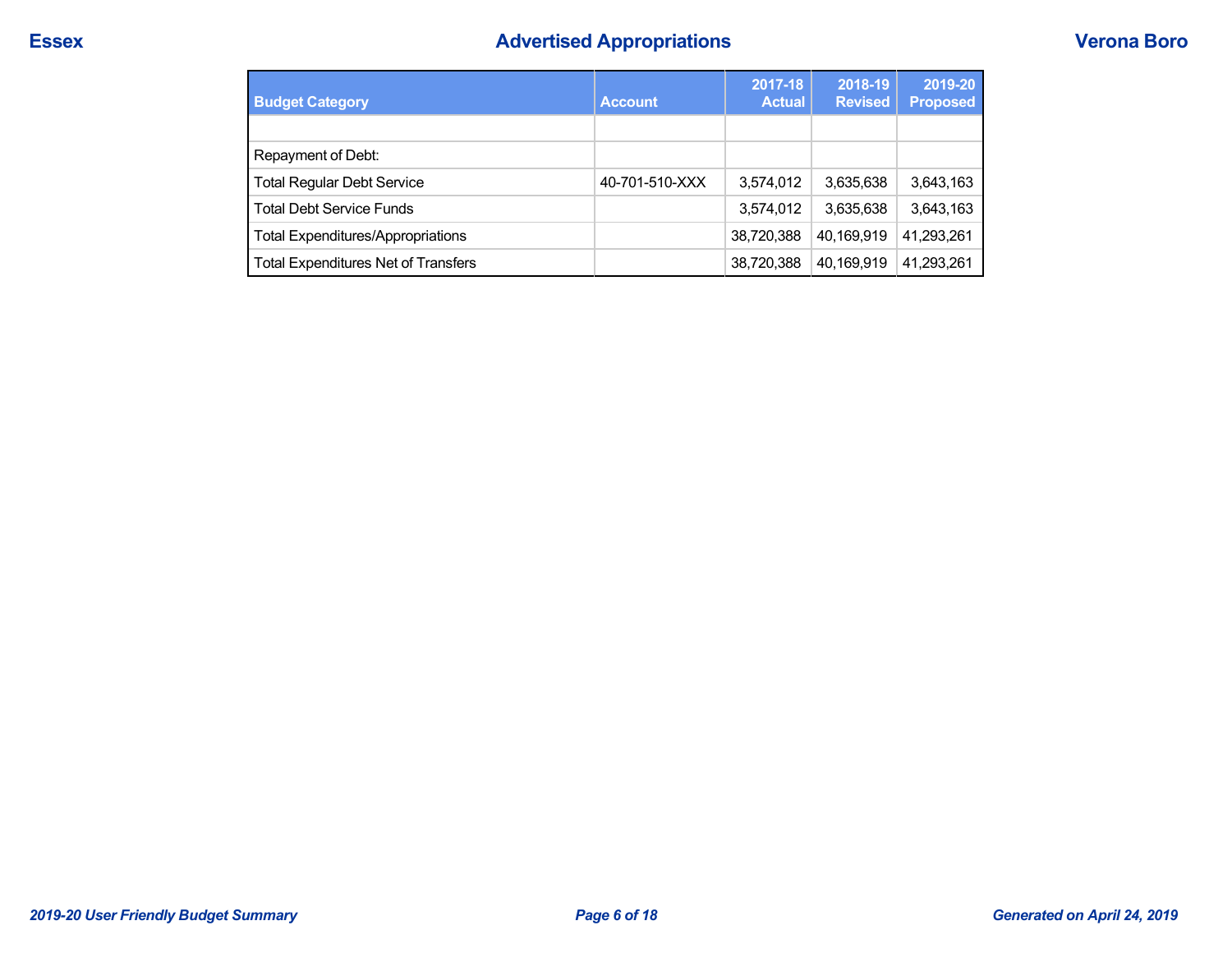| Budget Category | Account | 2017-18 Actual | 2018-19 Revised | 2019-20 Proposed |
|---|---|---|---|---|
| | | | | |
| Repayment of Debt: | | | | |
| Total Regular Debt Service | 40-701-510-XXX | 3,574,012 | 3,635,638 | 3,643,163 |
| Total Debt Service Funds | | 3,574,012 | 3,635,638 | 3,643,163 |
| Total Expenditures/Appropriations | | 38,720,388 | 40,169,919 | 41,293,261 |
| Total Expenditures Net of Transfers | | 38,720,388 | 40,169,919 | 41,293,261 |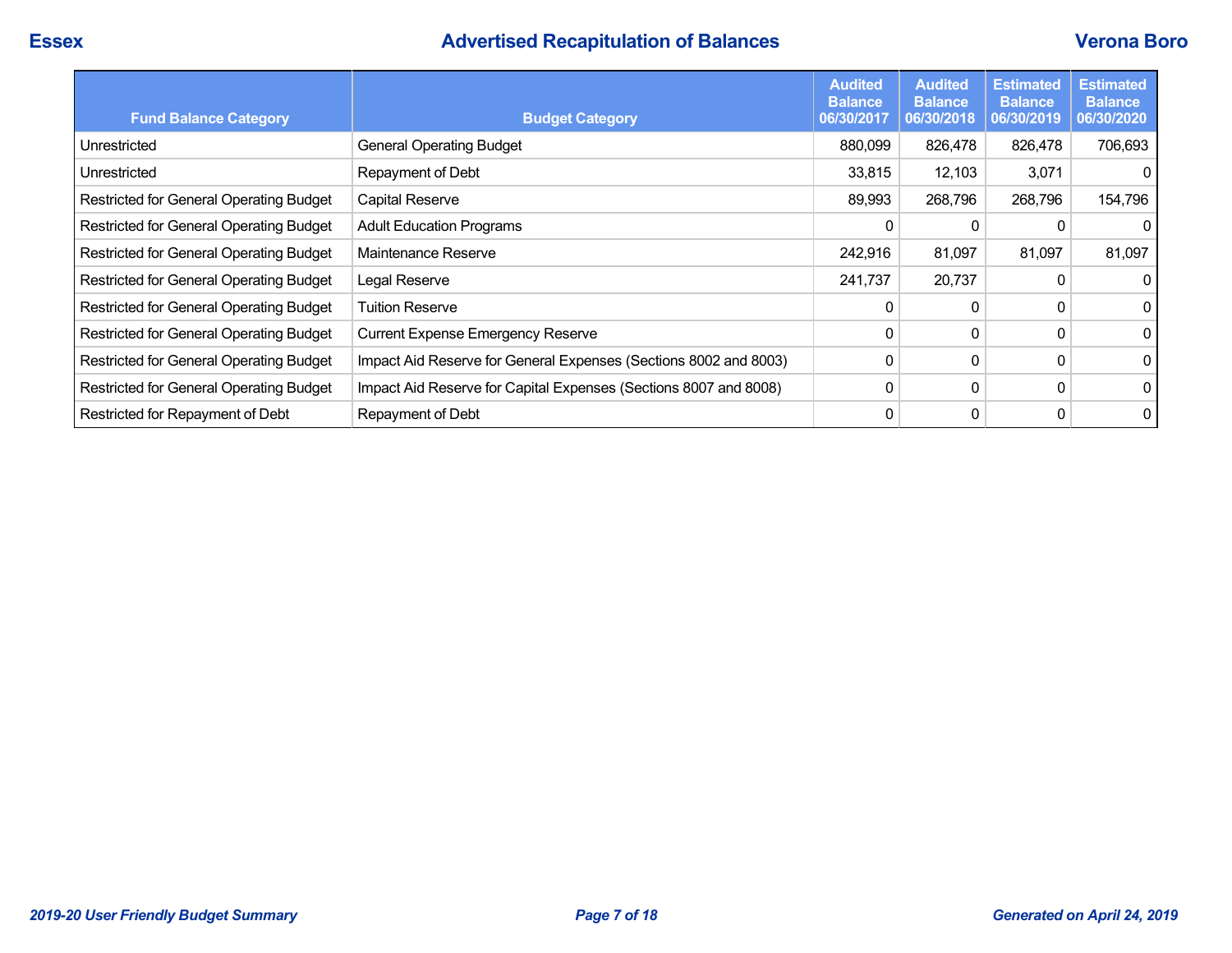Essex

# Advertised Recapitulation of Balances

Verona Boro

| Fund Balance Category | Budget Category | Audited Balance 06/30/2017 | Audited Balance 06/30/2018 | Estimated Balance 06/30/2019 | Estimated Balance 06/30/2020 |
|---|---|---|---|---|---|
| Unrestricted | General Operating Budget | 880,099 | 826,478 | 826,478 | 706,693 |
| Unrestricted | Repayment of Debt | 33,815 | 12,103 | 3,071 | 0 |
| Restricted for General Operating Budget | Capital Reserve | 89,993 | 268,796 | 268,796 | 154,796 |
| Restricted for General Operating Budget | Adult Education Programs | 0 | 0 | 0 | 0 |
| Restricted for General Operating Budget | Maintenance Reserve | 242,916 | 81,097 | 81,097 | 81,097 |
| Restricted for General Operating Budget | Legal Reserve | 241,737 | 20,737 | 0 | 0 |
| Restricted for General Operating Budget | Tuition Reserve | 0 | 0 | 0 | 0 |
| Restricted for General Operating Budget | Current Expense Emergency Reserve | 0 | 0 | 0 | 0 |
| Restricted for General Operating Budget | Impact Aid Reserve for General Expenses (Sections 8002 and 8003) | 0 | 0 | 0 | 0 |
| Restricted for General Operating Budget | Impact Aid Reserve for Capital Expenses (Sections 8007 and 8008) | 0 | 0 | 0 | 0 |
| Restricted for Repayment of Debt | Repayment of Debt | 0 | 0 | 0 | 0 |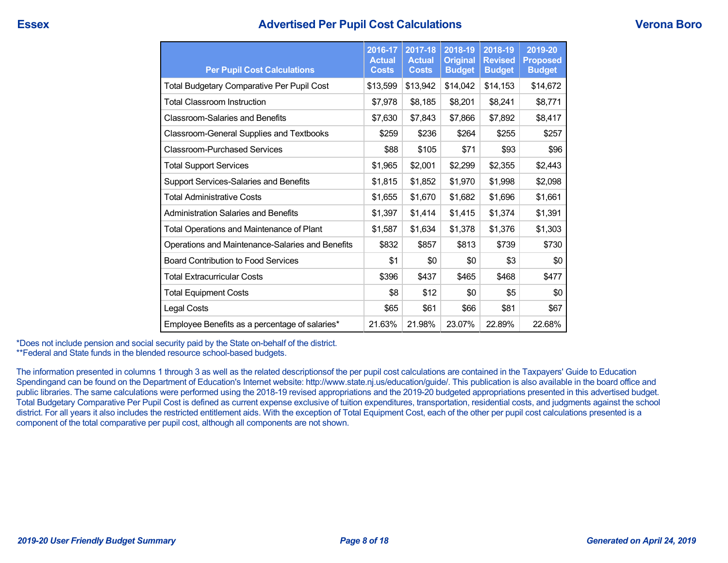# Advertised Per Pupil Cost Calculations

**Essex** | **Verona Boro**

| Per Pupil Cost Calculations | 2016-17 Actual Costs | 2017-18 Actual Costs | 2018-19 Original Budget | 2018-19 Revised Budget | 2019-20 Proposed Budget |
|---|---|---|---|---|---|
| Total Budgetary Comparative Per Pupil Cost | $13,599 | $13,942 | $14,042 | $14,153 | $14,672 |
| Total Classroom Instruction | $7,978 | $8,185 | $8,201 | $8,241 | $8,771 |
| Classroom-Salaries and Benefits | $7,630 | $7,843 | $7,866 | $7,892 | $8,417 |
| Classroom-General Supplies and Textbooks | $259 | $236 | $264 | $255 | $257 |
| Classroom-Purchased Services | $88 | $105 | $71 | $93 | $96 |
| Total Support Services | $1,965 | $2,001 | $2,299 | $2,355 | $2,443 |
| Support Services-Salaries and Benefits | $1,815 | $1,852 | $1,970 | $1,998 | $2,098 |
| Total Administrative Costs | $1,655 | $1,670 | $1,682 | $1,696 | $1,661 |
| Administration Salaries and Benefits | $1,397 | $1,414 | $1,415 | $1,374 | $1,391 |
| Total Operations and Maintenance of Plant | $1,587 | $1,634 | $1,378 | $1,376 | $1,303 |
| Operations and Maintenance-Salaries and Benefits | $832 | $857 | $813 | $739 | $730 |
| Board Contribution to Food Services | $1 | $0 | $0 | $3 | $0 |
| Total Extracurricular Costs | $396 | $437 | $465 | $468 | $477 |
| Total Equipment Costs | $8 | $12 | $0 | $5 | $0 |
| Legal Costs | $65 | $61 | $66 | $81 | $67 |
| Employee Benefits as a percentage of salaries* | 21.63% | 21.98% | 23.07% | 22.89% | 22.68% |

*Does not include pension and social security paid by the State on-behalf of the district.
**Federal and State funds in the blended resource school-based budgets.

The information presented in columns 1 through 3 as well as the related descriptionsof the per pupil cost calculations are contained in the Taxpayers' Guide to Education Spendingand can be found on the Department of Education's Internet website: http://www.state.nj.us/education/guide/. This publication is also available in the board office and public libraries. The same calculations were performed using the 2018-19 revised appropriations and the 2019-20 budgeted appropriations presented in this advertised budget. Total Budgetary Comparative Per Pupil Cost is defined as current expense exclusive of tuition expenditures, transportation, residential costs, and judgments against the school district. For all years it also includes the restricted entitlement aids. With the exception of Total Equipment Cost, each of the other per pupil cost calculations presented is a component of the total comparative per pupil cost, although all components are not shown.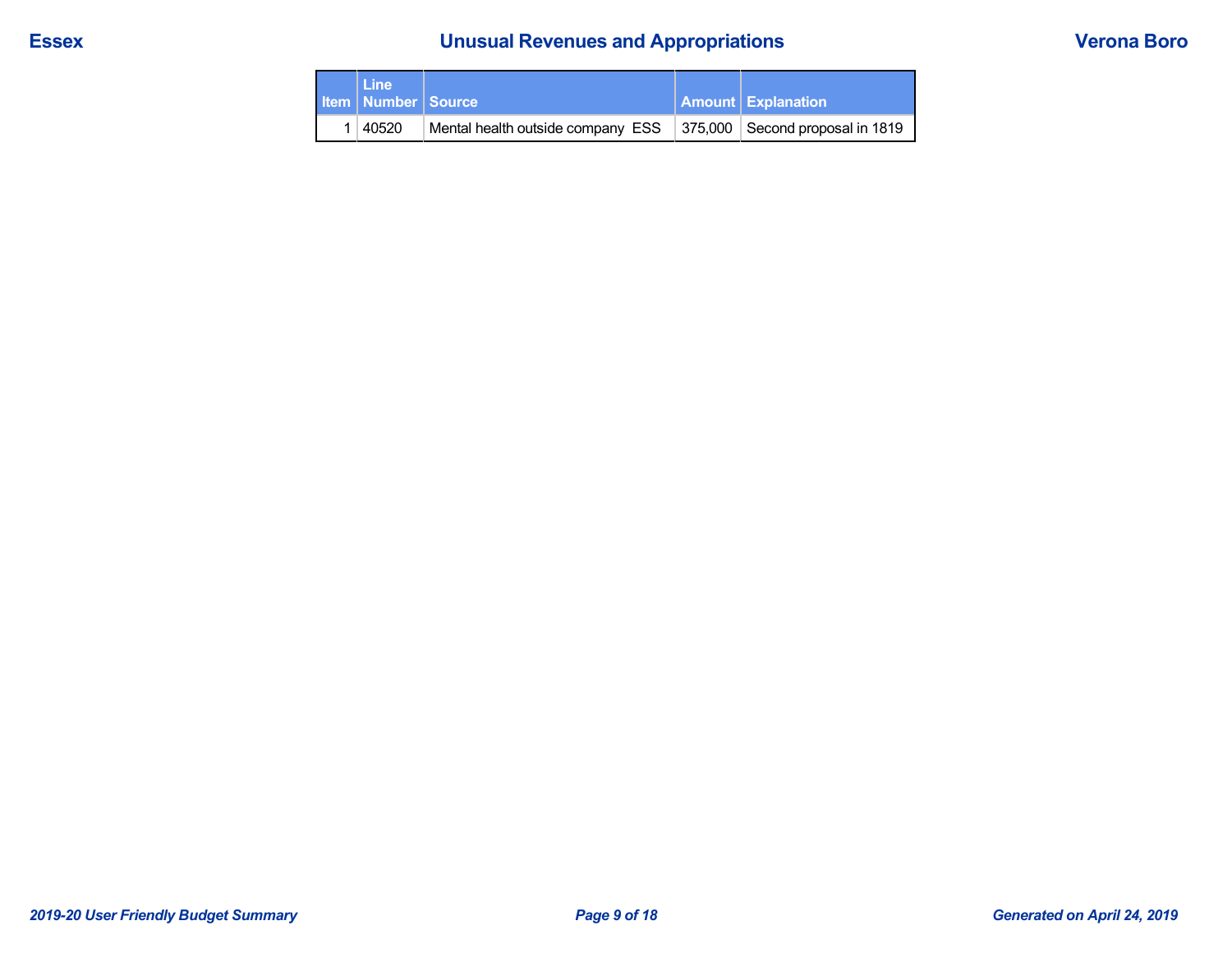# Unusual Revenues and Appropriations

| Item | Line Number | Source | Amount | Explanation |
|---|---|---|---|---|
| 1 | 40520 | Mental health outside company ESS | 375,000 | Second proposal in 1819 |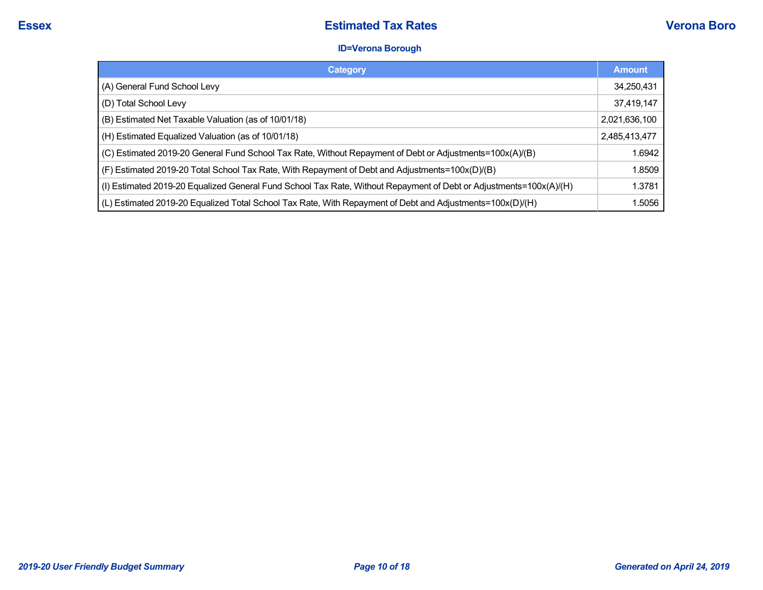# Essex — Estimated Tax Rates — Verona Boro

### ID=Verona Borough

| Category | Amount |
|---|---|
| (A) General Fund School Levy | 34,250,431 |
| (D) Total School Levy | 37,419,147 |
| (B) Estimated Net Taxable Valuation (as of 10/01/18) | 2,021,636,100 |
| (H) Estimated Equalized Valuation (as of 10/01/18) | 2,485,413,477 |
| (C) Estimated 2019-20 General Fund School Tax Rate, Without Repayment of Debt or Adjustments=100x(A)/(B) | 1.6942 |
| (F) Estimated 2019-20 Total School Tax Rate, With Repayment of Debt and Adjustments=100x(D)/(B) | 1.8509 |
| (I) Estimated 2019-20 Equalized General Fund School Tax Rate, Without Repayment of Debt or Adjustments=100x(A)/(H) | 1.3781 |
| (L) Estimated 2019-20 Equalized Total School Tax Rate, With Repayment of Debt and Adjustments=100x(D)/(H) | 1.5056 |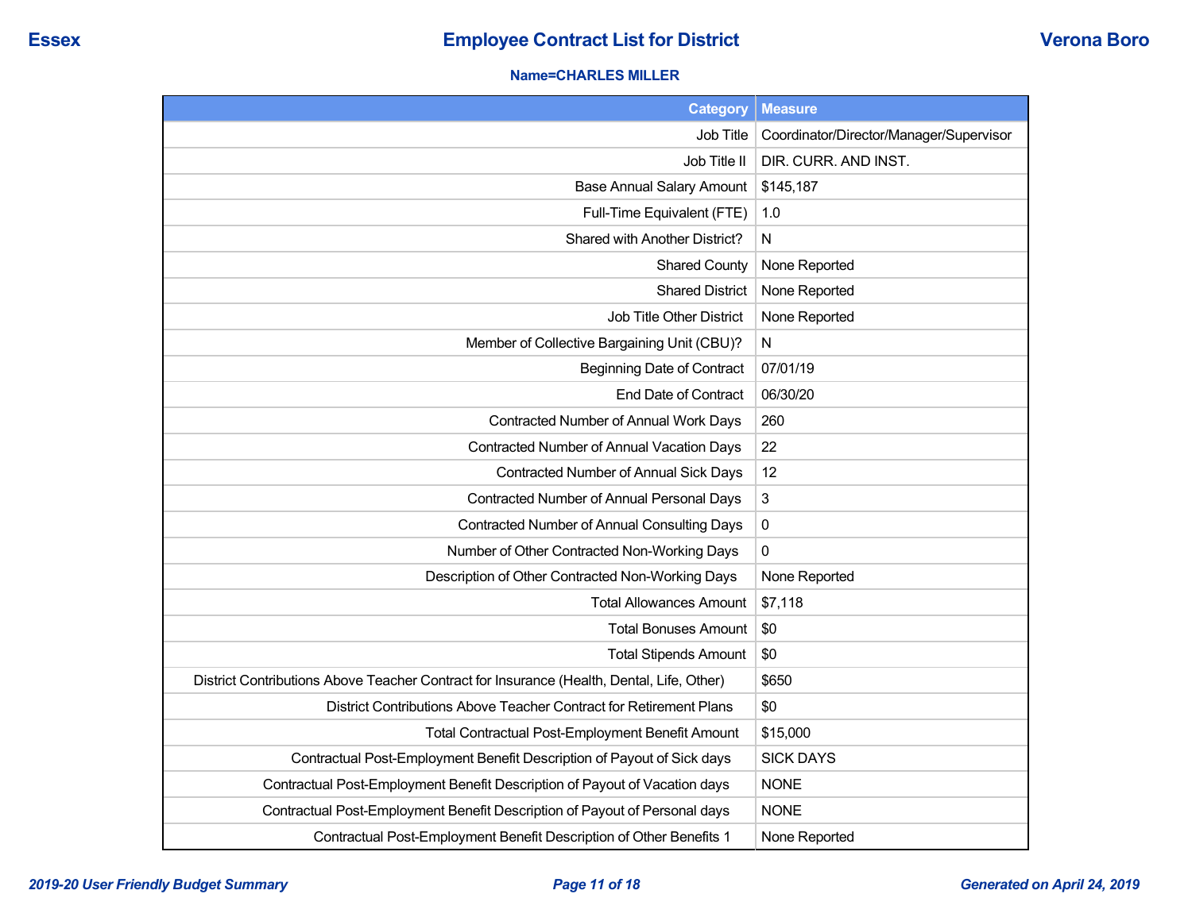Essex | **Employee Contract List for District** | Verona Boro

**Name=CHARLES MILLER**

| Category | Measure |
|---|---|
| Job Title | Coordinator/Director/Manager/Supervisor |
| Job Title II | DIR. CURR. AND INST. |
| Base Annual Salary Amount | $145,187 |
| Full-Time Equivalent (FTE) | 1.0 |
| Shared with Another District? | N |
| Shared County | None Reported |
| Shared District | None Reported |
| Job Title Other District | None Reported |
| Member of Collective Bargaining Unit (CBU)? | N |
| Beginning Date of Contract | 07/01/19 |
| End Date of Contract | 06/30/20 |
| Contracted Number of Annual Work Days | 260 |
| Contracted Number of Annual Vacation Days | 22 |
| Contracted Number of Annual Sick Days | 12 |
| Contracted Number of Annual Personal Days | 3 |
| Contracted Number of Annual Consulting Days | 0 |
| Number of Other Contracted Non-Working Days | 0 |
| Description of Other Contracted Non-Working Days | None Reported |
| Total Allowances Amount | $7,118 |
| Total Bonuses Amount | $0 |
| Total Stipends Amount | $0 |
| District Contributions Above Teacher Contract for Insurance (Health, Dental, Life, Other) | $650 |
| District Contributions Above Teacher Contract for Retirement Plans | $0 |
| Total Contractual Post-Employment Benefit Amount | $15,000 |
| Contractual Post-Employment Benefit Description of Payout of Sick days | SICK DAYS |
| Contractual Post-Employment Benefit Description of Payout of Vacation days | NONE |
| Contractual Post-Employment Benefit Description of Payout of Personal days | NONE |
| Contractual Post-Employment Benefit Description of Other Benefits 1 | None Reported |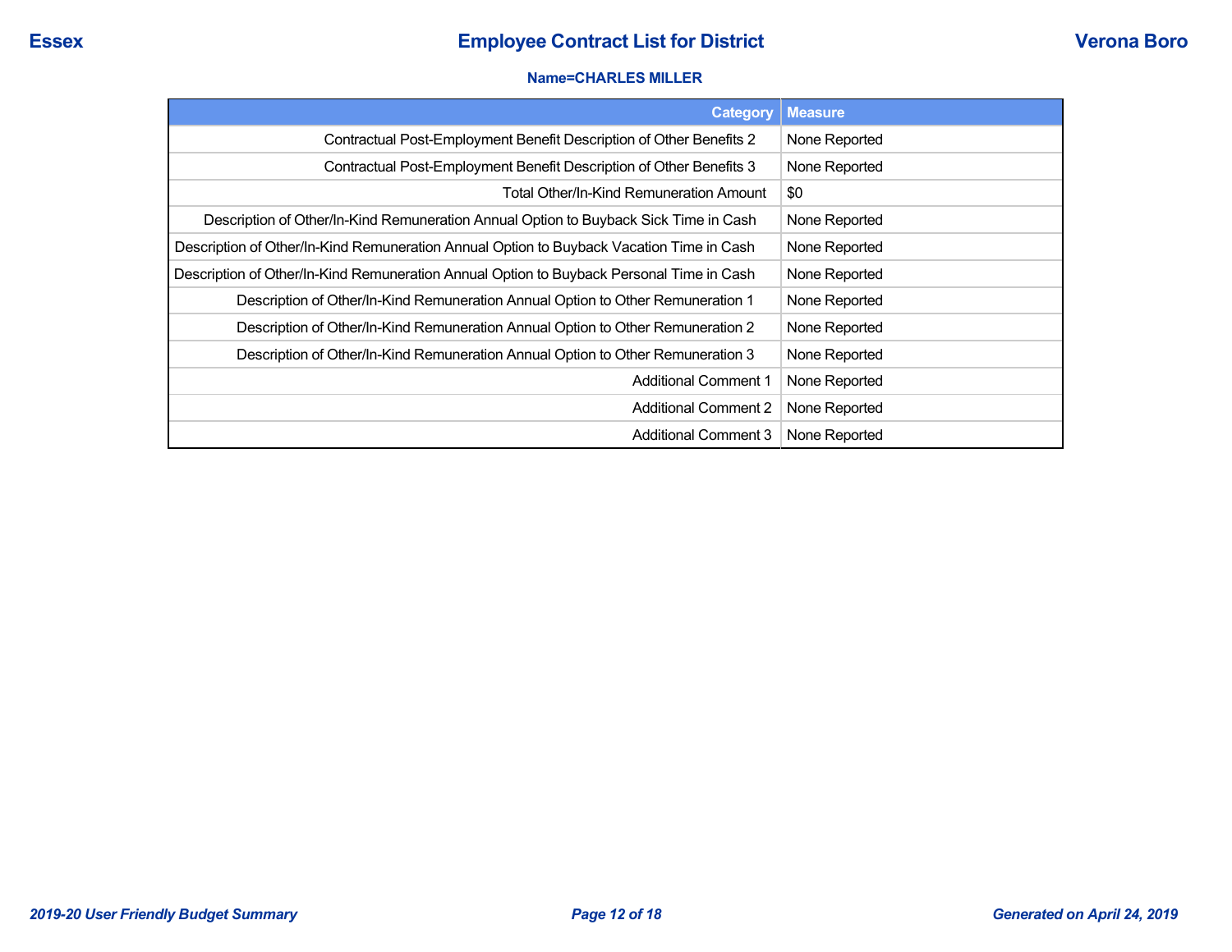**Name=CHARLES MILLER**

| Category | Measure |
|---|---|
| Contractual Post-Employment Benefit Description of Other Benefits 2 | None Reported |
| Contractual Post-Employment Benefit Description of Other Benefits 3 | None Reported |
| Total Other/In-Kind Remuneration Amount | $0 |
| Description of Other/In-Kind Remuneration Annual Option to Buyback Sick Time in Cash | None Reported |
| Description of Other/In-Kind Remuneration Annual Option to Buyback Vacation Time in Cash | None Reported |
| Description of Other/In-Kind Remuneration Annual Option to Buyback Personal Time in Cash | None Reported |
| Description of Other/In-Kind Remuneration Annual Option to Other Remuneration 1 | None Reported |
| Description of Other/In-Kind Remuneration Annual Option to Other Remuneration 2 | None Reported |
| Description of Other/In-Kind Remuneration Annual Option to Other Remuneration 3 | None Reported |
| Additional Comment 1 | None Reported |
| Additional Comment 2 | None Reported |
| Additional Comment 3 | None Reported |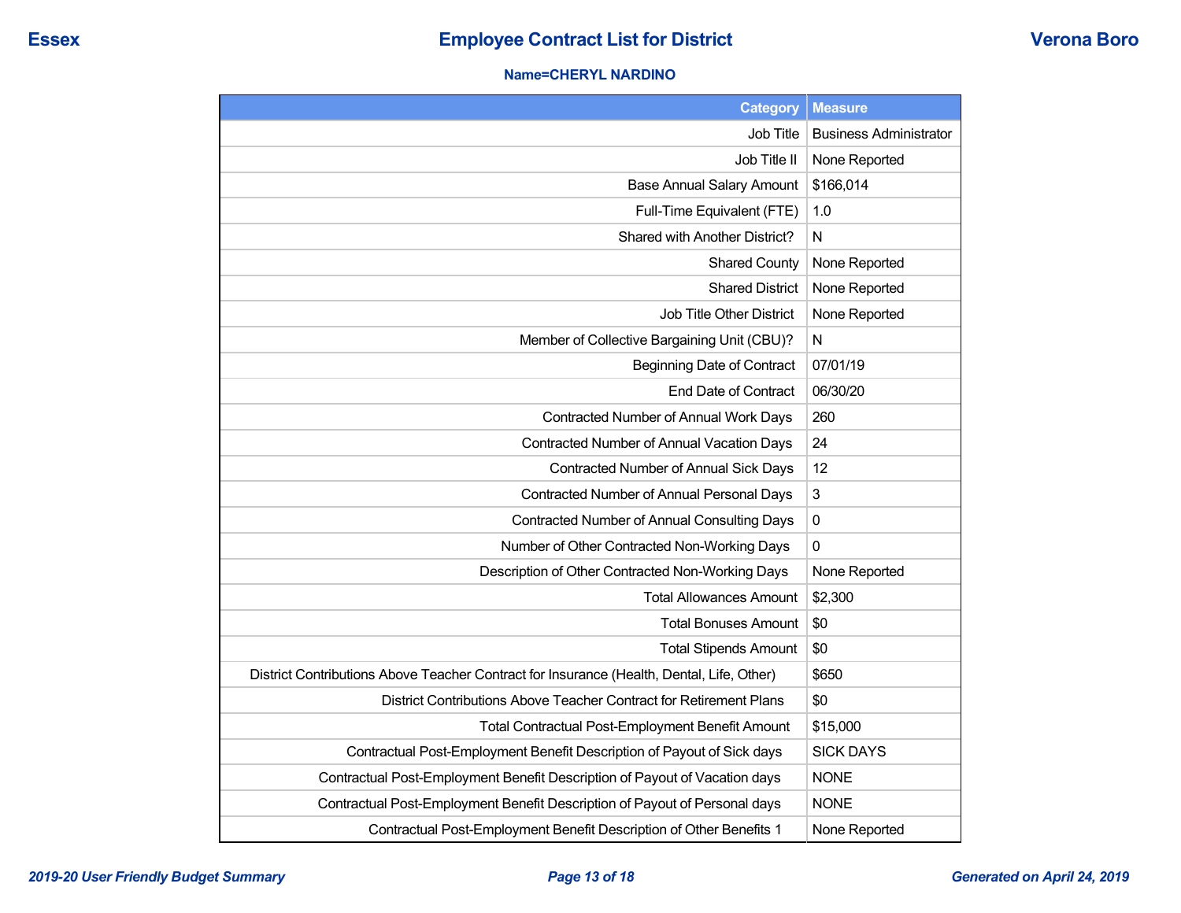**Essex** — **Employee Contract List for District** — **Verona Boro**

**Name=CHERYL NARDINO**

| Category | Measure |
| --- | --- |
| Job Title | Business Administrator |
| Job Title II | None Reported |
| Base Annual Salary Amount | $166,014 |
| Full-Time Equivalent (FTE) | 1.0 |
| Shared with Another District? | N |
| Shared County | None Reported |
| Shared District | None Reported |
| Job Title Other District | None Reported |
| Member of Collective Bargaining Unit (CBU)? | N |
| Beginning Date of Contract | 07/01/19 |
| End Date of Contract | 06/30/20 |
| Contracted Number of Annual Work Days | 260 |
| Contracted Number of Annual Vacation Days | 24 |
| Contracted Number of Annual Sick Days | 12 |
| Contracted Number of Annual Personal Days | 3 |
| Contracted Number of Annual Consulting Days | 0 |
| Number of Other Contracted Non-Working Days | 0 |
| Description of Other Contracted Non-Working Days | None Reported |
| Total Allowances Amount | $2,300 |
| Total Bonuses Amount | $0 |
| Total Stipends Amount | $0 |
| District Contributions Above Teacher Contract for Insurance (Health, Dental, Life, Other) | $650 |
| District Contributions Above Teacher Contract for Retirement Plans | $0 |
| Total Contractual Post-Employment Benefit Amount | $15,000 |
| Contractual Post-Employment Benefit Description of Payout of Sick days | SICK DAYS |
| Contractual Post-Employment Benefit Description of Payout of Vacation days | NONE |
| Contractual Post-Employment Benefit Description of Payout of Personal days | NONE |
| Contractual Post-Employment Benefit Description of Other Benefits 1 | None Reported |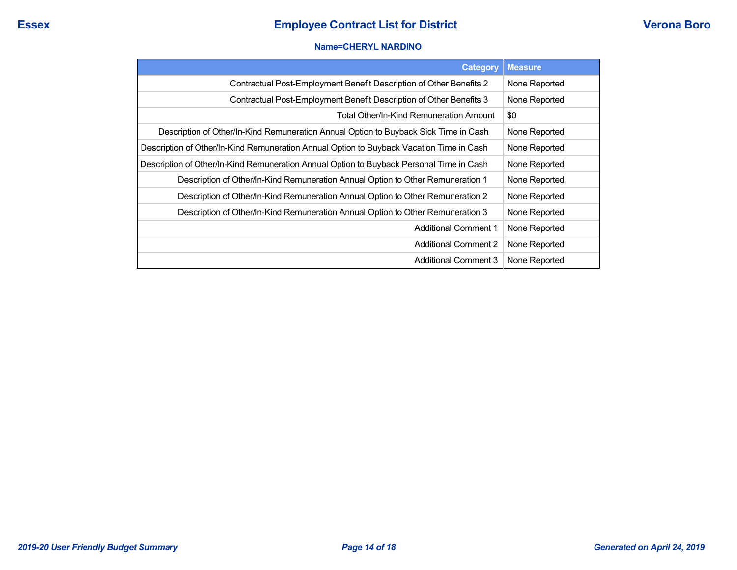Name=CHERYL NARDINO

| Category | Measure |
|---|---|
| Contractual Post-Employment Benefit Description of Other Benefits 2 | None Reported |
| Contractual Post-Employment Benefit Description of Other Benefits 3 | None Reported |
| Total Other/In-Kind Remuneration Amount | $0 |
| Description of Other/In-Kind Remuneration Annual Option to Buyback Sick Time in Cash | None Reported |
| Description of Other/In-Kind Remuneration Annual Option to Buyback Vacation Time in Cash | None Reported |
| Description of Other/In-Kind Remuneration Annual Option to Buyback Personal Time in Cash | None Reported |
| Description of Other/In-Kind Remuneration Annual Option to Other Remuneration 1 | None Reported |
| Description of Other/In-Kind Remuneration Annual Option to Other Remuneration 2 | None Reported |
| Description of Other/In-Kind Remuneration Annual Option to Other Remuneration 3 | None Reported |
| Additional Comment 1 | None Reported |
| Additional Comment 2 | None Reported |
| Additional Comment 3 | None Reported |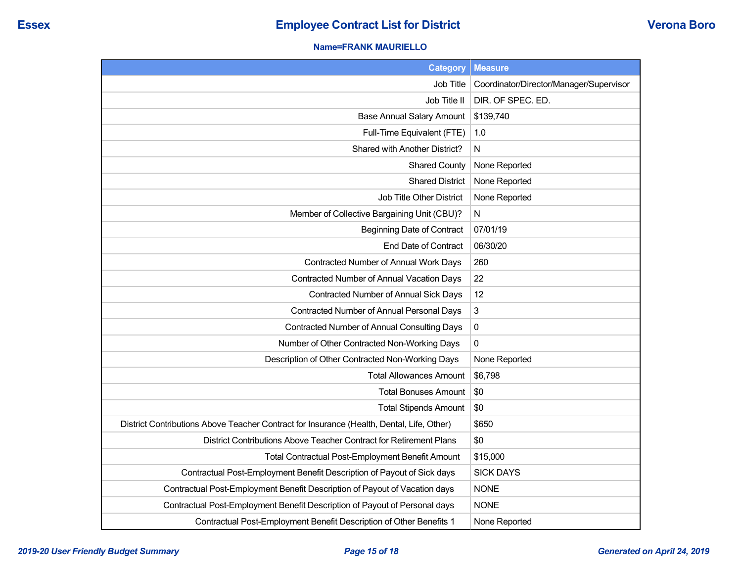Essex **Employee Contract List for District** Verona Boro

**Name=FRANK MAURIELLO**

| Category | Measure |
|---|---|
| Job Title | Coordinator/Director/Manager/Supervisor |
| Job Title II | DIR. OF SPEC. ED. |
| Base Annual Salary Amount | $139,740 |
| Full-Time Equivalent (FTE) | 1.0 |
| Shared with Another District? | N |
| Shared County | None Reported |
| Shared District | None Reported |
| Job Title Other District | None Reported |
| Member of Collective Bargaining Unit (CBU)? | N |
| Beginning Date of Contract | 07/01/19 |
| End Date of Contract | 06/30/20 |
| Contracted Number of Annual Work Days | 260 |
| Contracted Number of Annual Vacation Days | 22 |
| Contracted Number of Annual Sick Days | 12 |
| Contracted Number of Annual Personal Days | 3 |
| Contracted Number of Annual Consulting Days | 0 |
| Number of Other Contracted Non-Working Days | 0 |
| Description of Other Contracted Non-Working Days | None Reported |
| Total Allowances Amount | $6,798 |
| Total Bonuses Amount | $0 |
| Total Stipends Amount | $0 |
| District Contributions Above Teacher Contract for Insurance (Health, Dental, Life, Other) | $650 |
| District Contributions Above Teacher Contract for Retirement Plans | $0 |
| Total Contractual Post-Employment Benefit Amount | $15,000 |
| Contractual Post-Employment Benefit Description of Payout of Sick days | SICK DAYS |
| Contractual Post-Employment Benefit Description of Payout of Vacation days | NONE |
| Contractual Post-Employment Benefit Description of Payout of Personal days | NONE |
| Contractual Post-Employment Benefit Description of Other Benefits 1 | None Reported |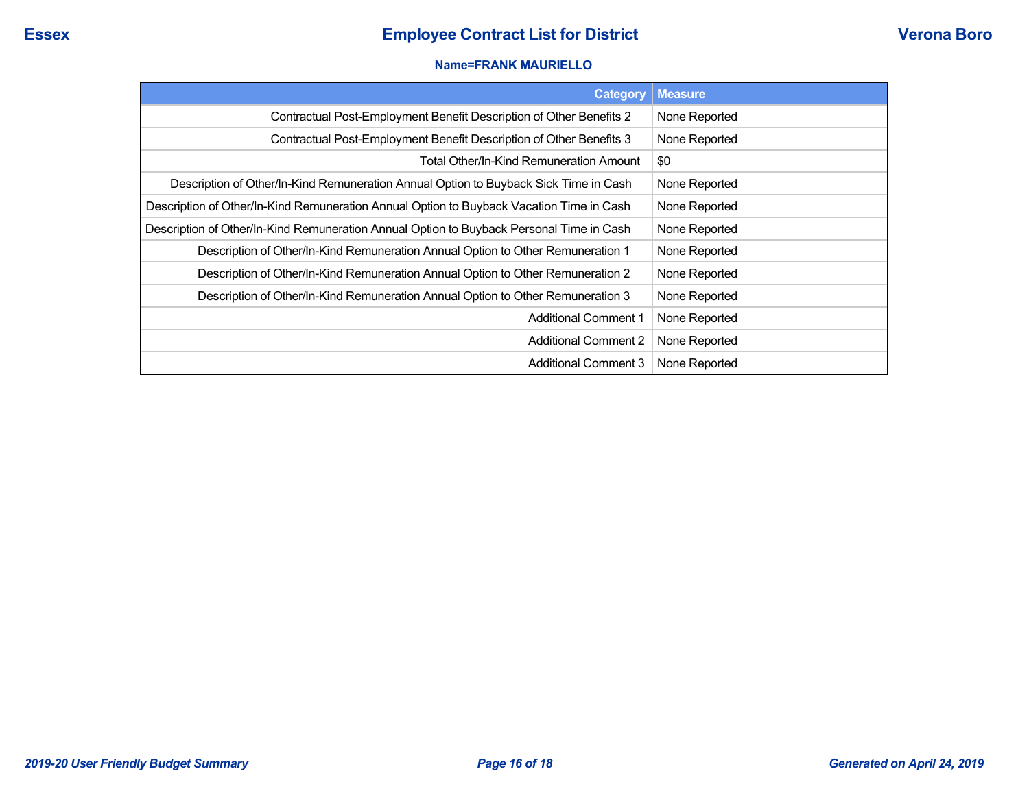**Name=FRANK MAURIELLO**

| Category | Measure |
|---|---|
| Contractual Post-Employment Benefit Description of Other Benefits 2 | None Reported |
| Contractual Post-Employment Benefit Description of Other Benefits 3 | None Reported |
| Total Other/In-Kind Remuneration Amount | $0 |
| Description of Other/In-Kind Remuneration Annual Option to Buyback Sick Time in Cash | None Reported |
| Description of Other/In-Kind Remuneration Annual Option to Buyback Vacation Time in Cash | None Reported |
| Description of Other/In-Kind Remuneration Annual Option to Buyback Personal Time in Cash | None Reported |
| Description of Other/In-Kind Remuneration Annual Option to Other Remuneration 1 | None Reported |
| Description of Other/In-Kind Remuneration Annual Option to Other Remuneration 2 | None Reported |
| Description of Other/In-Kind Remuneration Annual Option to Other Remuneration 3 | None Reported |
| Additional Comment 1 | None Reported |
| Additional Comment 2 | None Reported |
| Additional Comment 3 | None Reported |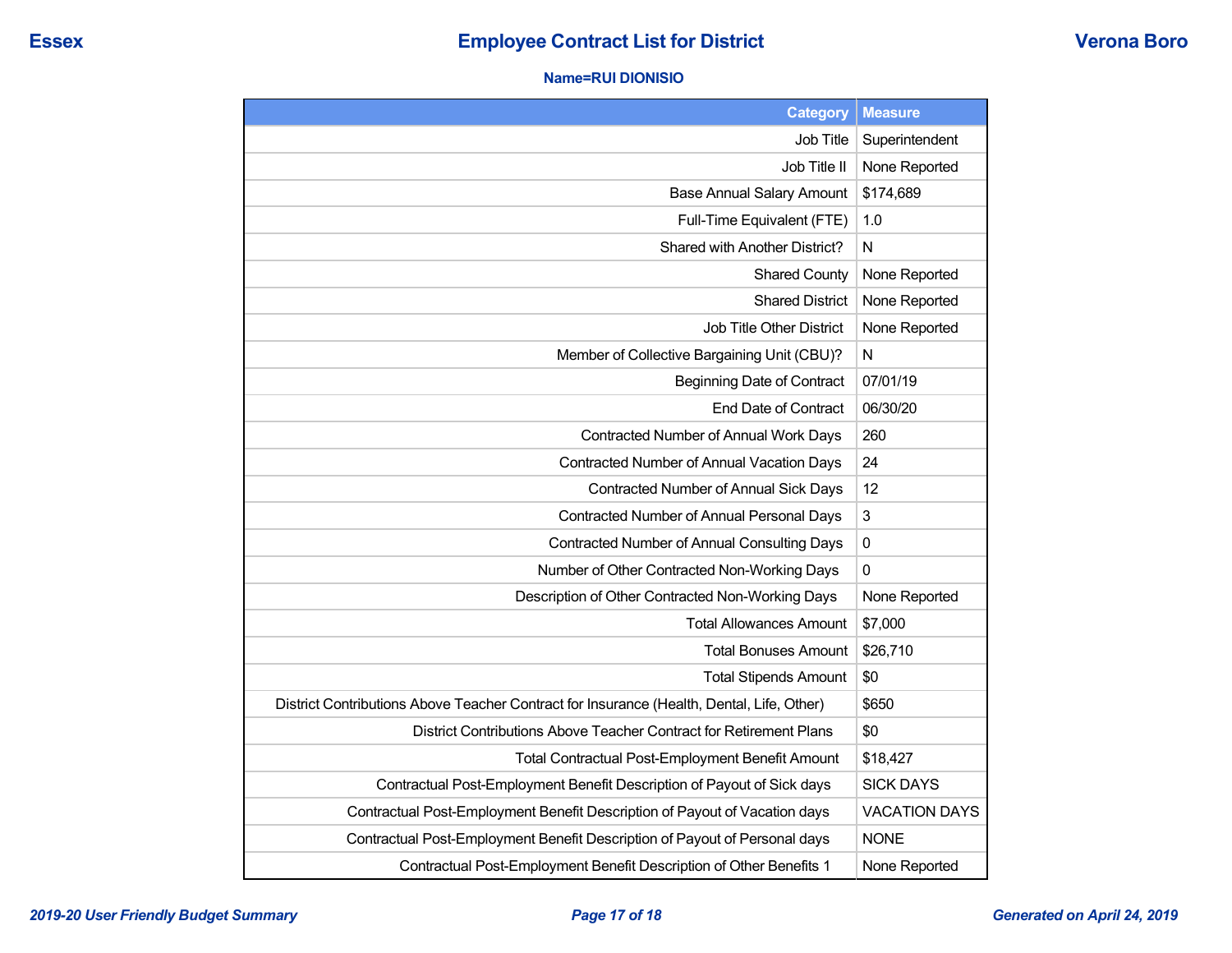# Essex — Employee Contract List for District — Verona Boro

**Name=RUI DIONISIO**

| Category | Measure |
|---|---|
| Job Title | Superintendent |
| Job Title II | None Reported |
| Base Annual Salary Amount | $174,689 |
| Full-Time Equivalent (FTE) | 1.0 |
| Shared with Another District? | N |
| Shared County | None Reported |
| Shared District | None Reported |
| Job Title Other District | None Reported |
| Member of Collective Bargaining Unit (CBU)? | N |
| Beginning Date of Contract | 07/01/19 |
| End Date of Contract | 06/30/20 |
| Contracted Number of Annual Work Days | 260 |
| Contracted Number of Annual Vacation Days | 24 |
| Contracted Number of Annual Sick Days | 12 |
| Contracted Number of Annual Personal Days | 3 |
| Contracted Number of Annual Consulting Days | 0 |
| Number of Other Contracted Non-Working Days | 0 |
| Description of Other Contracted Non-Working Days | None Reported |
| Total Allowances Amount | $7,000 |
| Total Bonuses Amount | $26,710 |
| Total Stipends Amount | $0 |
| District Contributions Above Teacher Contract for Insurance (Health, Dental, Life, Other) | $650 |
| District Contributions Above Teacher Contract for Retirement Plans | $0 |
| Total Contractual Post-Employment Benefit Amount | $18,427 |
| Contractual Post-Employment Benefit Description of Payout of Sick days | SICK DAYS |
| Contractual Post-Employment Benefit Description of Payout of Vacation days | VACATION DAYS |
| Contractual Post-Employment Benefit Description of Payout of Personal days | NONE |
| Contractual Post-Employment Benefit Description of Other Benefits 1 | None Reported |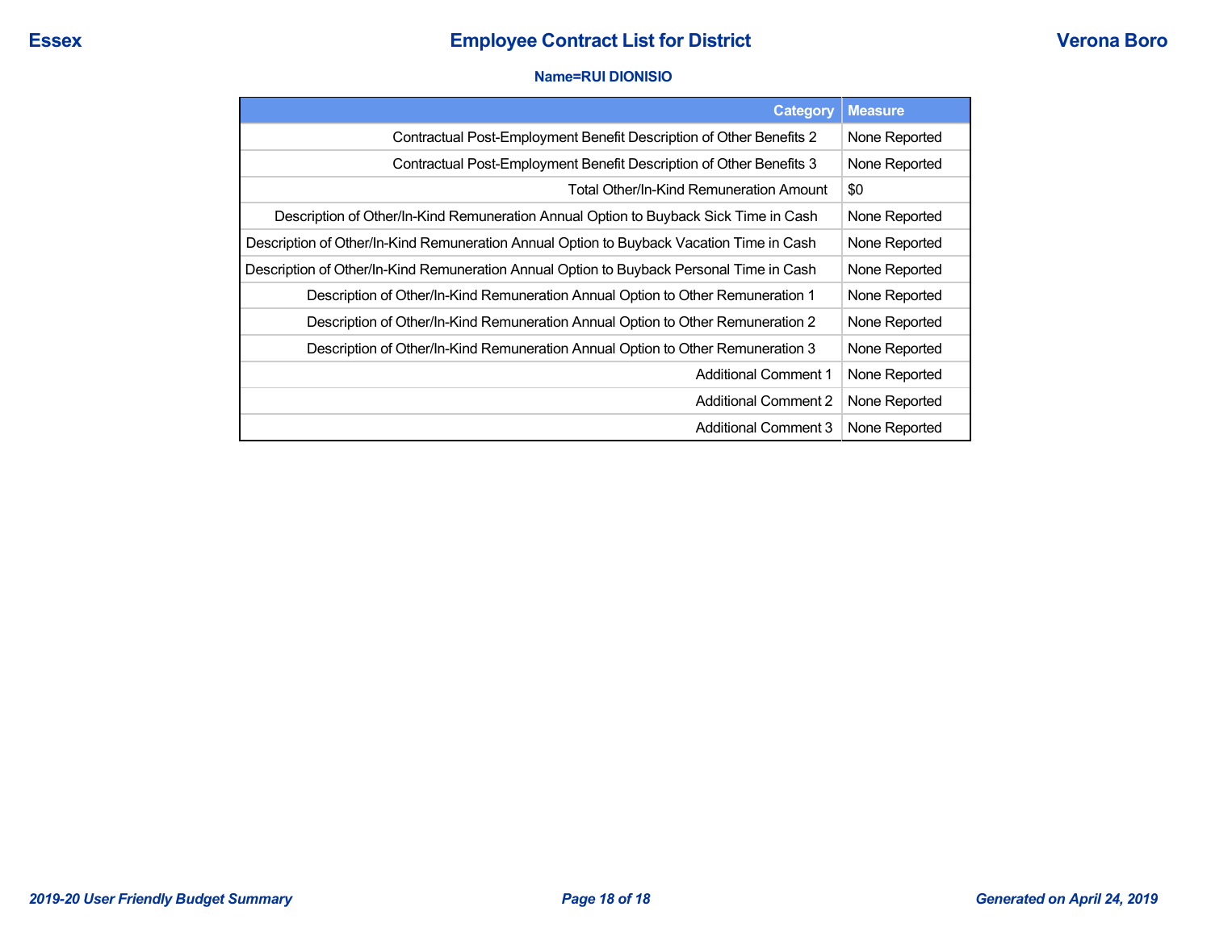**Name=RUI DIONISIO**

| Category | Measure |
| --- | --- |
| Contractual Post-Employment Benefit Description of Other Benefits 2 | None Reported |
| Contractual Post-Employment Benefit Description of Other Benefits 3 | None Reported |
| Total Other/In-Kind Remuneration Amount | $0 |
| Description of Other/In-Kind Remuneration Annual Option to Buyback Sick Time in Cash | None Reported |
| Description of Other/In-Kind Remuneration Annual Option to Buyback Vacation Time in Cash | None Reported |
| Description of Other/In-Kind Remuneration Annual Option to Buyback Personal Time in Cash | None Reported |
| Description of Other/In-Kind Remuneration Annual Option to Other Remuneration 1 | None Reported |
| Description of Other/In-Kind Remuneration Annual Option to Other Remuneration 2 | None Reported |
| Description of Other/In-Kind Remuneration Annual Option to Other Remuneration 3 | None Reported |
| Additional Comment 1 | None Reported |
| Additional Comment 2 | None Reported |
| Additional Comment 3 | None Reported |